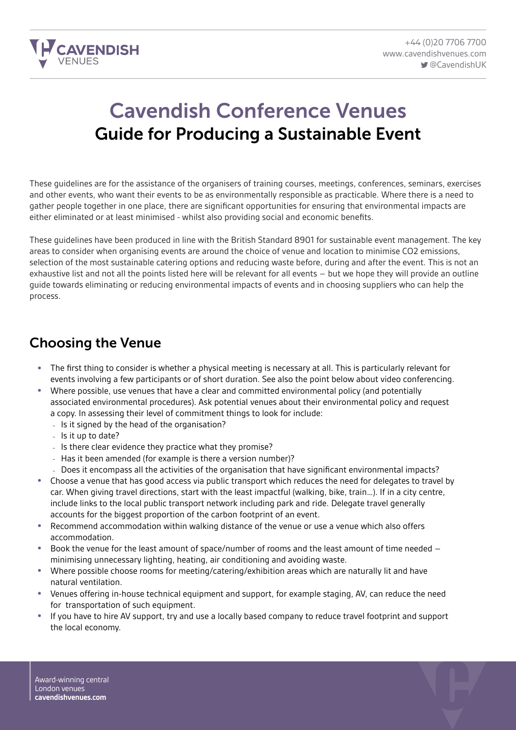# Cavendish Conference Venues

## Guide for Producing a Sustainable Event

These guidelines are for the assistance of the organisers of training courses, meetings, conferences, seminars, exercises and other events, who want their events to be as environmentally responsible as practicable. Where there is a need to gather people together in one place, there are significant opportunities for ensuring that environmental impacts are either eliminated or at least minimised - whilst also providing social and economic benefits.

These guidelines have been produced in line with the British Standard 8901 for sustainable event management. The key areas to consider when organising events are around the choice of venue and location to minimise $CO_2$ emissions, selection of the most sustainable catering options and reducing waste before, during and after the event. This is not an exhaustive list and not all the points listed here will be relevant for all events – but we hope they will provide an outline guide towards eliminating or reducing environmental impacts of events and in choosing suppliers who can help the process.

## Choosing the Venue

- The first thing to consider is whether a physical meeting is necessary at all. This is particularly relevant for events involving a few participants or of short duration. See also the point below about video conferencing.
- Where possible, use venues that have a clear and committed environmental policy (and potentially associated environmental procedures). Ask potential venues about their environmental policy and request a copy. In assessing their level of commitment things to look for include:
  - Is it signed by the head of the organisation?
  - Is it up to date?
  - Is there clear evidence they practice what they promise?
  - Has it been amended (for example is there a version number)?
  - Does it encompass all the activities of the organisation that have significant environmental impacts?
- Choose a venue that has good access via public transport which reduces the need for delegates to travel by car. When giving travel directions, start with the least impactful (walking, bike, train…). If in a city centre, include links to the local public transport network including park and ride. Delegate travel generally accounts for the biggest proportion of the carbon footprint of an event.
- Recommend accommodation within walking distance of the venue or use a venue which also offers accommodation.
- Book the venue for the least amount of space/number of rooms and the least amount of time needed – minimising unnecessary lighting, heating, air conditioning and avoiding waste.
- Where possible choose rooms for meeting/catering/exhibition areas which are naturally lit and have natural ventilation.
- Venues offering in-house technical equipment and support, for example staging, AV, can reduce the need for transportation of such equipment.
- If you have to hire AV support, try and use a locally based company to reduce travel footprint and support the local economy.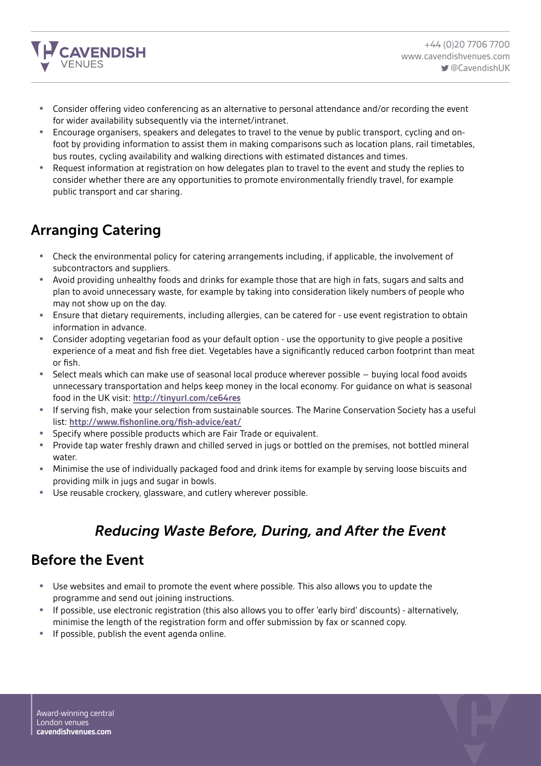- Consider offering video conferencing as an alternative to personal attendance and/or recording the event for wider availability subsequently via the internet/intranet.
- Encourage organisers, speakers and delegates to travel to the venue by public transport, cycling and on-foot by providing information to assist them in making comparisons such as location plans, rail timetables, bus routes, cycling availability and walking directions with estimated distances and times.
- Request information at registration on how delegates plan to travel to the event and study the replies to consider whether there are any opportunities to promote environmentally friendly travel, for example public transport and car sharing.

## Arranging Catering

- Check the environmental policy for catering arrangements including, if applicable, the involvement of subcontractors and suppliers.
- Avoid providing unhealthy foods and drinks for example those that are high in fats, sugars and salts and plan to avoid unnecessary waste, for example by taking into consideration likely numbers of people who may not show up on the day.
- Ensure that dietary requirements, including allergies, can be catered for - use event registration to obtain information in advance.
- Consider adopting vegetarian food as your default option - use the opportunity to give people a positive experience of a meat and fish free diet. Vegetables have a significantly reduced carbon footprint than meat or fish.
- Select meals which can make use of seasonal local produce wherever possible – buying local food avoids unnecessary transportation and helps keep money in the local economy. For guidance on what is seasonal food in the UK visit: **http://tinyurl.com/ce64res**
- If serving fish, make your selection from sustainable sources. The Marine Conservation Society has a useful list: **http://www.fishonline.org/fish-advice/eat/**
- Specify where possible products which are Fair Trade or equivalent.
- Provide tap water freshly drawn and chilled served in jugs or bottled on the premises, not bottled mineral water.
- Minimise the use of individually packaged food and drink items for example by serving loose biscuits and providing milk in jugs and sugar in bowls.
- Use reusable crockery, glassware, and cutlery wherever possible.

## *Reducing Waste Before, During, and After the Event*

## Before the Event

- Use websites and email to promote the event where possible. This also allows you to update the programme and send out joining instructions.
- If possible, use electronic registration (this also allows you to offer 'early bird' discounts) - alternatively, minimise the length of the registration form and offer submission by fax or scanned copy.
- If possible, publish the event agenda online.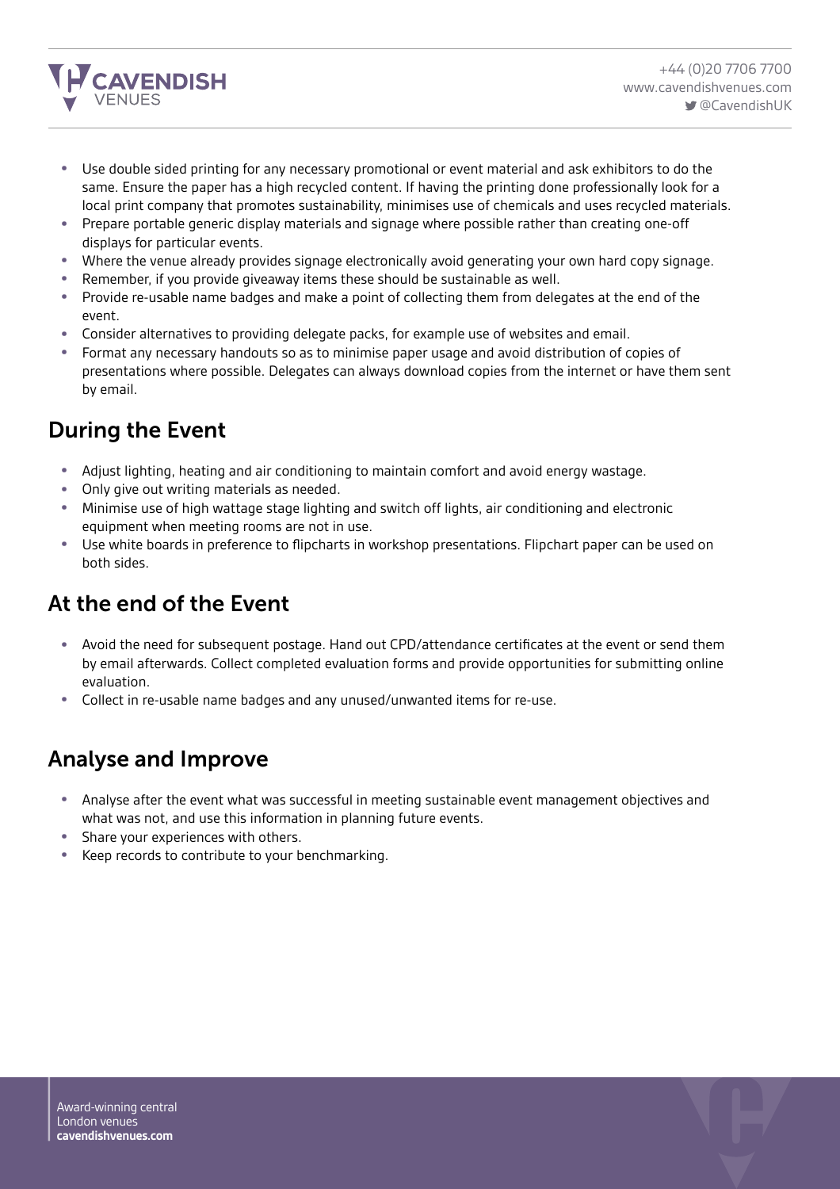- Use double sided printing for any necessary promotional or event material and ask exhibitors to do the same. Ensure the paper has a high recycled content. If having the printing done professionally look for a local print company that promotes sustainability, minimises use of chemicals and uses recycled materials.
- Prepare portable generic display materials and signage where possible rather than creating one-off displays for particular events.
- Where the venue already provides signage electronically avoid generating your own hard copy signage.
- Remember, if you provide giveaway items these should be sustainable as well.
- Provide re-usable name badges and make a point of collecting them from delegates at the end of the event.
- Consider alternatives to providing delegate packs, for example use of websites and email.
- Format any necessary handouts so as to minimise paper usage and avoid distribution of copies of presentations where possible. Delegates can always download copies from the internet or have them sent by email.

## During the Event

- Adjust lighting, heating and air conditioning to maintain comfort and avoid energy wastage.
- Only give out writing materials as needed.
- Minimise use of high wattage stage lighting and switch off lights, air conditioning and electronic equipment when meeting rooms are not in use.
- Use white boards in preference to flipcharts in workshop presentations. Flipchart paper can be used on both sides.

## At the end of the Event

- Avoid the need for subsequent postage. Hand out CPD/attendance certificates at the event or send them by email afterwards. Collect completed evaluation forms and provide opportunities for submitting online evaluation.
- Collect in re-usable name badges and any unused/unwanted items for re-use.

## Analyse and Improve

- Analyse after the event what was successful in meeting sustainable event management objectives and what was not, and use this information in planning future events.
- Share your experiences with others.
- Keep records to contribute to your benchmarking.